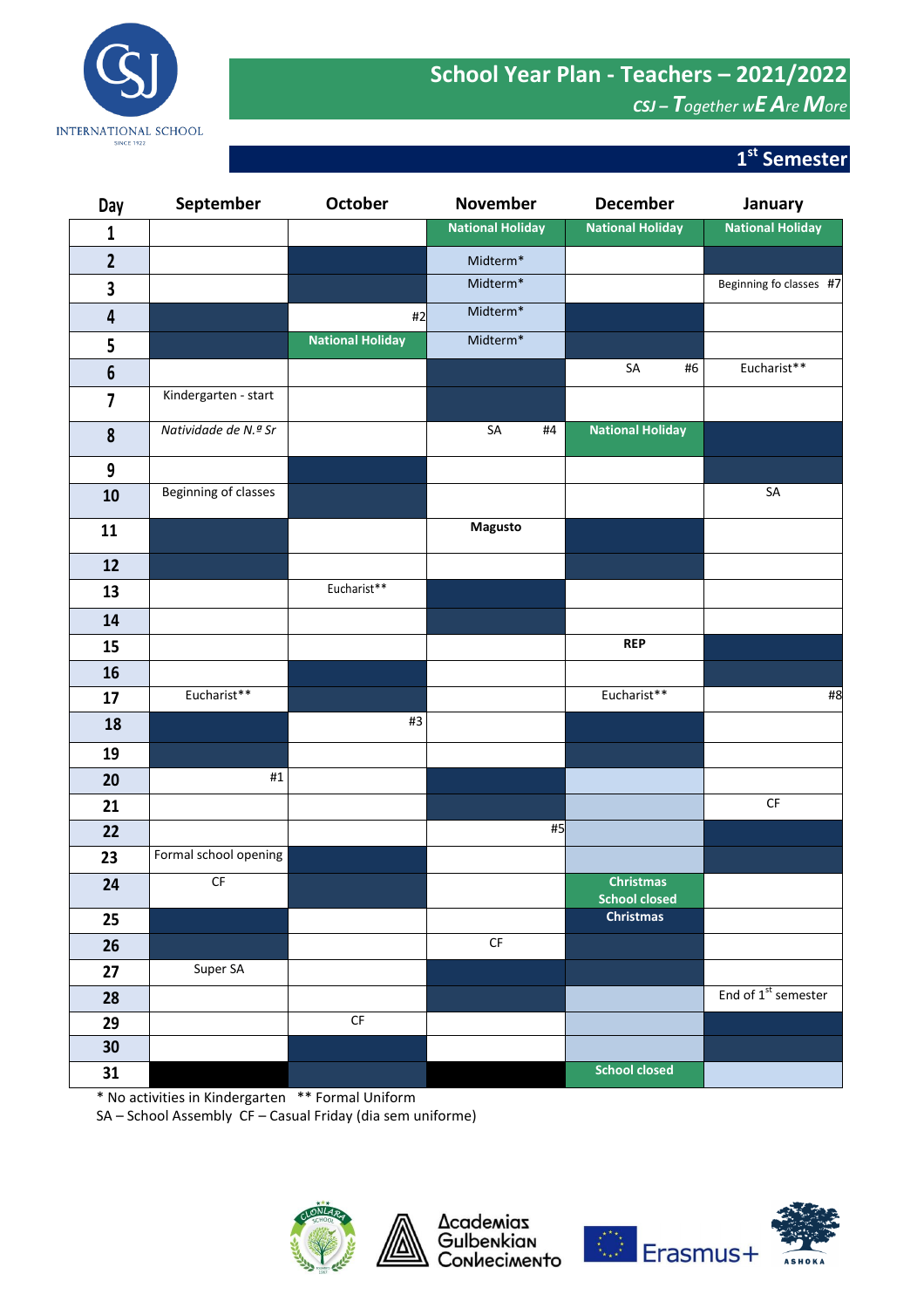# School Year Plan - Teachers – 2021/2022

*CSJ – Together wE Are More*

## 1st Semester

| Day | September | October | November | December | January |
|---|---|---|---|---|---|
| 1 | | | National Holiday | National Holiday | National Holiday |
| 2 | | | Midterm* | | |
| 3 | | | Midterm* | | Beginning fo classes #7 |
| 4 | | #2 | Midterm* | | |
| 5 | | National Holiday | Midterm* | | |
| 6 | | | | SA #6 | Eucharist** |
| 7 | Kindergarten - start | | | | |
| 8 | *Natividade de N.ª Sr* | | SA #4 | National Holiday | |
| 9 | | | | | |
| 10 | Beginning of classes | | | | SA |
| 11 | | | **Magusto** | | |
| 12 | | | | | |
| 13 | | Eucharist** | | | |
| 14 | | | | | |
| 15 | | | | **REP** | |
| 16 | | | | | |
| 17 | Eucharist** | | | Eucharist** | #8 |
| 18 | | #3 | | | |
| 19 | | | | | |
| 20 | #1 | | | | |
| 21 | | | | | CF |
| 22 | | | #5 | | |
| 23 | Formal school opening | | | | |
| 24 | CF | | | Christmas School closed | |
| 25 | | | | Christmas | |
| 26 | | | CF | | |
| 27 | Super SA | | | | |
| 28 | | | | | End of 1st semester |
| 29 | | CF | | | |
| 30 | | | | | |
| 31 | | | | School closed | |

\* No activities in Kindergarten ** Formal Uniform

SA – School Assembly CF – Casual Friday (dia sem uniforme)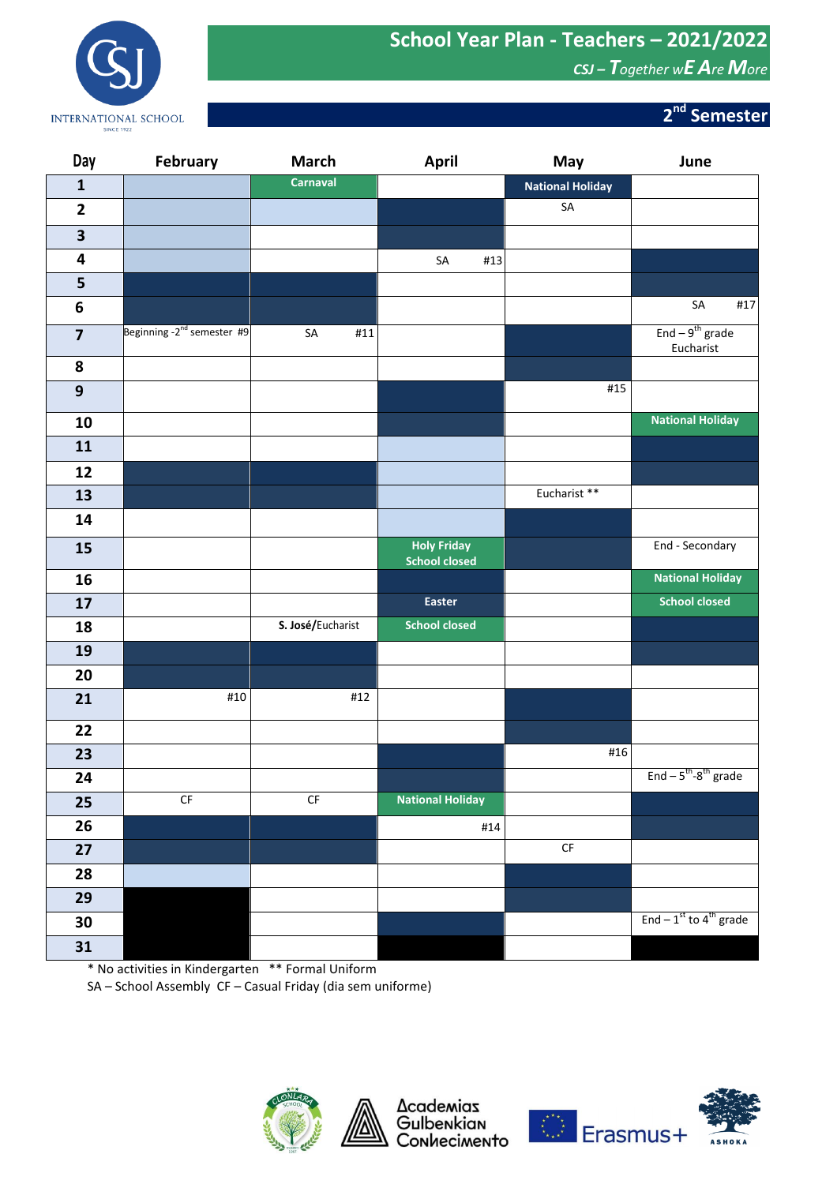# School Year Plan - Teachers – 2021/2022

*CSJ – Together wE Are More*

## 2nd Semester

| Day | February | March | April | May | June |
|---|---|---|---|---|---|
| 1 | | Carnaval | | National Holiday | |
| 2 | | | | SA | |
| 3 | | | | | |
| 4 | | | SA #13 | | |
| 5 | | | | | |
| 6 | | | | | SA #17 |
| 7 | Beginning -2nd semester #9 | SA #11 | | | End – 9th grade Eucharist |
| 8 | | | | | |
| 9 | | | | #15 | |
| 10 | | | | | National Holiday |
| 11 | | | | | |
| 12 | | | | | |
| 13 | | | | Eucharist ** | |
| 14 | | | | | |
| 15 | | | Holy Friday School closed | | End - Secondary |
| 16 | | | | | National Holiday |
| 17 | | | Easter | | School closed |
| 18 | | S. José/Eucharist | School closed | | |
| 19 | | | | | |
| 20 | | | | | |
| 21 | #10 | #12 | | | |
| 22 | | | | | |
| 23 | | | | #16 | |
| 24 | | | | | End – 5th-8th grade |
| 25 | CF | CF | National Holiday | | |
| 26 | | | #14 | | |
| 27 | | | | CF | |
| 28 | | | | | |
| 29 | | | | | |
| 30 | | | | | End – 1st to 4th grade |
| 31 | | | | | |

\* No activities in Kindergarten  ** Formal Uniform

SA – School Assembly  CF – Casual Friday (dia sem uniforme)